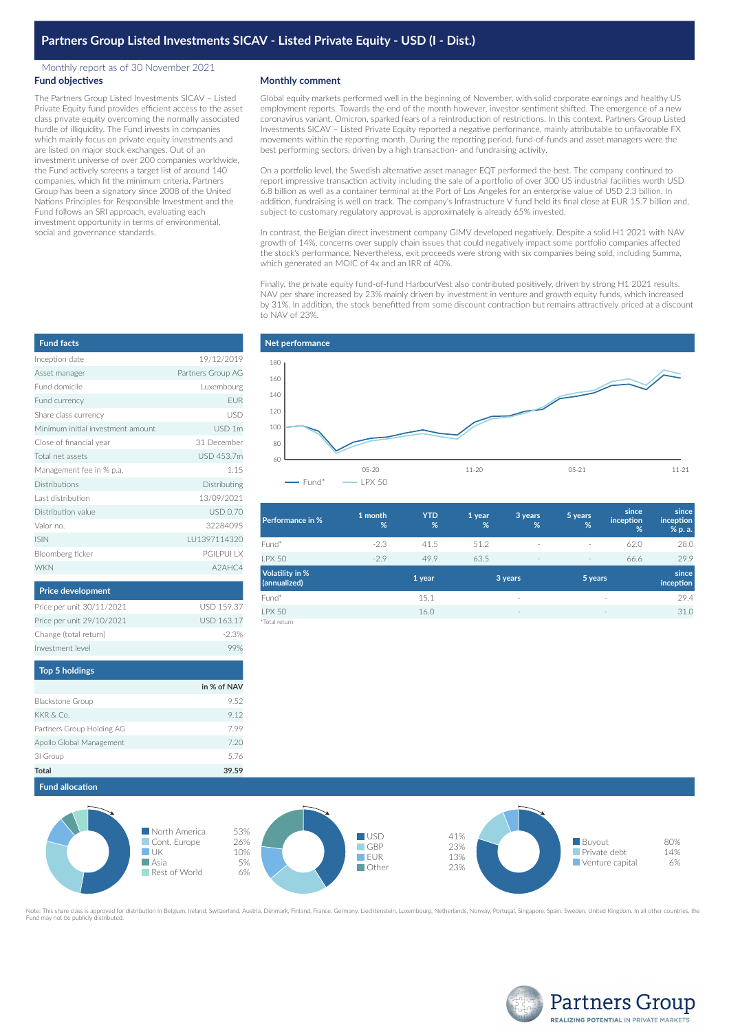# Partners Group Listed Investments SICAV - Listed Private Equity - USD (I - Dist.)

Monthly report as of 30 November 2021

## Fund objectives

The Partners Group Listed Investments SICAV – Listed Private Equity fund provides efficient access to the asset class private equity overcoming the normally associated hurdle of illiquidity. The Fund invests in companies which mainly focus on private equity investments and are listed on major stock exchanges. Out of an investment universe of over 200 companies worldwide, the Fund actively screens a target list of around 140 companies, which fit the minimum criteria. Partners Group has been a signatory since 2008 of the United Nations Principles for Responsible Investment and the Fund follows an SRI approach, evaluating each investment opportunity in terms of environmental, social and governance standards.

## Monthly comment

Global equity markets performed well in the beginning of November, with solid corporate earnings and healthy US employment reports. Towards the end of the month however, investor sentiment shifted. The emergence of a new coronavirus variant, Omicron, sparked fears of a reintroduction of restrictions. In this context, Partners Group Listed Investments SICAV – Listed Private Equity reported a negative performance, mainly attributable to unfavorable FX movements within the reporting month. During the reporting period, fund-of-funds and asset managers were the best performing sectors, driven by a high transaction- and fundraising activity.

On a portfolio level, the Swedish alternative asset manager EQT performed the best. The company continued to report impressive transaction activity including the sale of a portfolio of over 300 US industrial facilities worth USD 6.8 billion as well as a container terminal at the Port of Los Angeles for an enterprise value of USD 2.3 billion. In addition, fundraising is well on track. The company's Infrastructure V fund held its final close at EUR 15.7 billion and, subject to customary regulatory approval, is approximately is already 65% invested.

In contrast, the Belgian direct investment company GIMV developed negatively. Despite a solid H1 2021 with NAV growth of 14%, concerns over supply chain issues that could negatively impact some portfolio companies affected the stock's performance. Nevertheless, exit proceeds were strong with six companies being sold, including Summa, which generated an MOIC of 4x and an IRR of 40%.

Finally, the private equity fund-of-fund HarbourVest also contributed positively, driven by strong H1 2021 results. NAV per share increased by 23% mainly driven by investment in venture and growth equity funds, which increased by 31%. In addition, the stock benefitted from some discount contraction but remains attractively priced at a discount to NAV of 23%.

## Fund facts

| | |
|---|---|
| Inception date | 19/12/2019 |
| Asset manager | Partners Group AG |
| Fund domicile | Luxembourg |
| Fund currency | EUR |
| Share class currency | USD |
| Minimum initial investment amount | USD 1m |
| Close of financial year | 31 December |
| Total net assets | USD 453.7m |
| Management fee in % p.a. | 1.15 |
| Distributions | Distributing |
| Last distribution | 13/09/2021 |
| Distribution value | USD 0.70 |
| Valor no. | 32284095 |
| ISIN | LU1397114320 |
| Bloomberg ticker | PGILPUI LX |
| WKN | A2AHC4 |

## Price development

| | |
|---|---|
| Price per unit 30/11/2021 | USD 159.37 |
| Price per unit 29/10/2021 | USD 163.17 |
| Change (total return) | -2.3% |
| Investment level | 99% |

## Top 5 holdings

| | in % of NAV |
|---|---|
| Blackstone Group | 9.52 |
| KKR & Co. | 9.12 |
| Partners Group Holding AG | 7.99 |
| Apollo Global Management | 7.20 |
| 3I Group | 5.76 |
| **Total** | **39.59** |

## Net performance

| Performance in % | 1 month % | YTD % | 1 year % | 3 years % | 5 years % | since inception % | since inception % p. a. |
|---|---|---|---|---|---|---|---|
| Fund* | -2.3 | 41.5 | 51.2 | - | - | 62.0 | 28.0 |
| LPX 50 | -2.9 | 49.9 | 63.5 | - | - | 66.6 | 29.9 |

| Volatility in % (annualized) | 1 year | 3 years | 5 years | since inception |
|---|---|---|---|---|
| Fund* | 15.1 | - | - | 29.4 |
| LPX 50 | 16.0 | - | - | 31.0 |

*Total return

## Fund allocation

| Region | |
|---|---|
| North America | 53% |
| Cont. Europe | 26% |
| UK | 10% |
| Asia | 5% |
| Rest of World | 6% |

| Currency | |
|---|---|
| USD | 41% |
| GBP | 23% |
| EUR | 13% |
| Other | 23% |

| Investment type | |
|---|---|
| Buyout | 80% |
| Private debt | 14% |
| Venture capital | 6% |

Note: This share class is approved for distribution in Belgium, Ireland, Switzerland, Austria, Denmark, Finland, France, Germany, Liechtenstein, Luxembourg, Netherlands, Norway, Portugal, Singapore, Spain, Sweden, United Kingdom. In all other countries, the Fund may not be publicly distributed.

Partners Group
REALIZING POTENTIAL IN PRIVATE MARKETS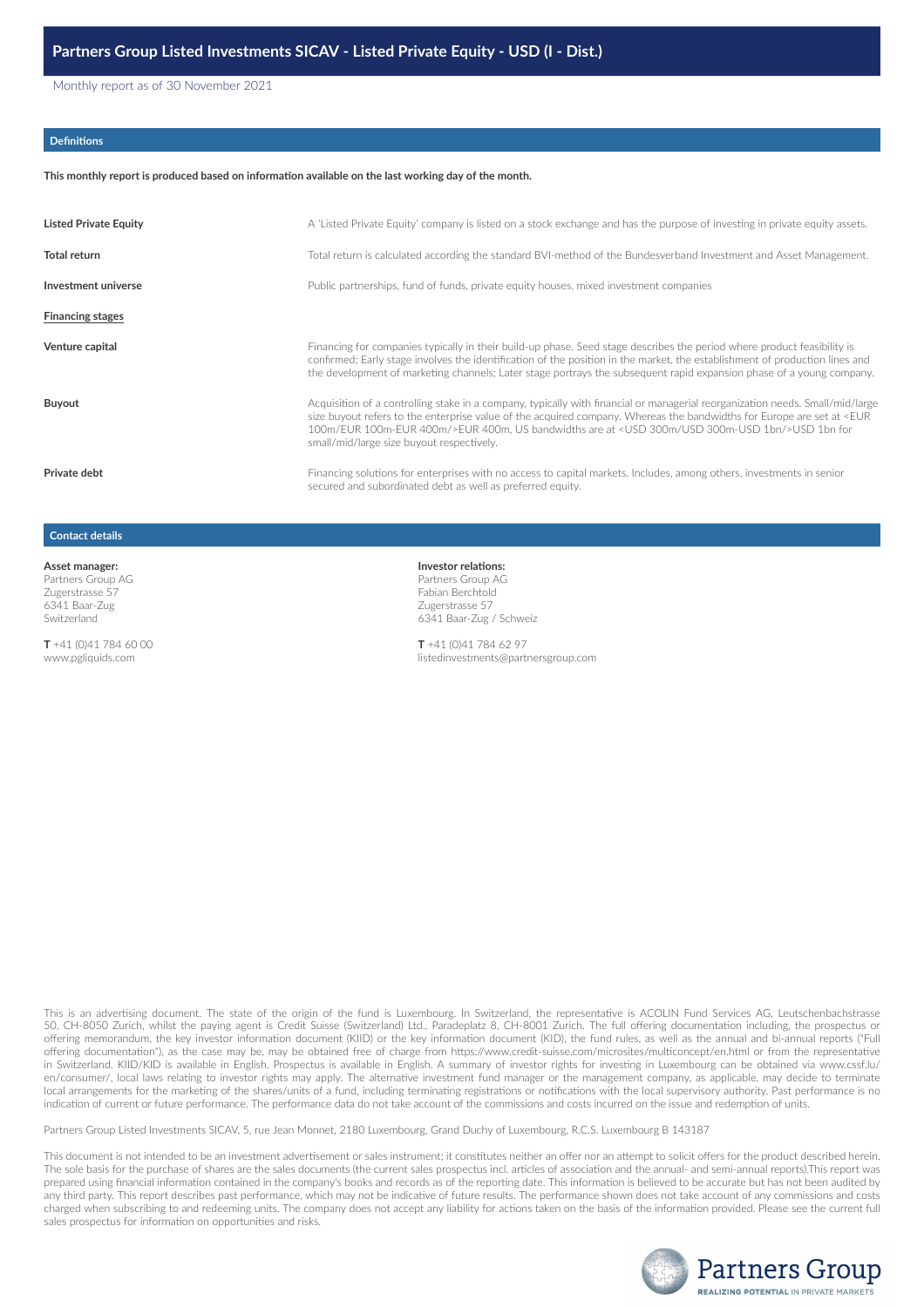# Partners Group Listed Investments SICAV - Listed Private Equity - USD (I - Dist.)

Monthly report as of 30 November 2021

## Definitions

**This monthly report is produced based on information available on the last working day of the month.**

| | |
|---|---|
| **Listed Private Equity** | A 'Listed Private Equity' company is listed on a stock exchange and has the purpose of investing in private equity assets. |
| **Total return** | Total return is calculated according the standard BVI-method of the Bundesverband Investment and Asset Management. |
| **Investment universe** | Public partnerships, fund of funds, private equity houses, mixed investment companies |
| **Financing stages** | |
| **Venture capital** | Financing for companies typically in their build-up phase. Seed stage describes the period where product feasibility is confirmed; Early stage involves the identification of the position in the market, the establishment of production lines and the development of marketing channels; Later stage portrays the subsequent rapid expansion phase of a young company. |
| **Buyout** | Acquisition of a controlling stake in a company, typically with financial or managerial reorganization needs. Small/mid/large size buyout refers to the enterprise value of the acquired company. Whereas the bandwidths for Europe are set at <EUR 100m/EUR 100m-EUR 400m/>EUR 400m, US bandwidths are at <USD 300m/USD 300m-USD 1bn/>USD 1bn for small/mid/large size buyout respectively. |
| **Private debt** | Financing solutions for enterprises with no access to capital markets. Includes, among others, investments in senior secured and subordinated debt as well as preferred equity. |

## Contact details

**Asset manager:**
Partners Group AG
Zugerstrasse 57
6341 Baar-Zug
Switzerland

**T** +41 (0)41 784 60 00
www.pgliquids.com

**Investor relations:**
Partners Group AG
Fabian Berchtold
Zugerstrasse 57
6341 Baar-Zug / Schweiz

**T** +41 (0)41 784 62 97
listedinvestments@partnersgroup.com

This is an advertising document. The state of the origin of the fund is Luxembourg. In Switzerland, the representative is ACOLIN Fund Services AG, Leutschenbachstrasse 50, CH-8050 Zurich, whilst the paying agent is Credit Suisse (Switzerland) Ltd., Paradeplatz 8, CH-8001 Zurich. The full offering documentation including, the prospectus or offering memorandum, the key investor information document (KIID) or the key information document (KID), the fund rules, as well as the annual and bi-annual reports ("Full offering documentation"), as the case may be, may be obtained free of charge from https://www.credit-suisse.com/microsites/multiconcept/en.html or from the representative in Switzerland. KIID/KID is available in English, Prospectus is available in English. A summary of investor rights for investing in Luxembourg can be obtained via www.cssf.lu/en/consumer/, local laws relating to investor rights may apply. The alternative investment fund manager or the management company, as applicable, may decide to terminate local arrangements for the marketing of the shares/units of a fund, including terminating registrations or notifications with the local supervisory authority. Past performance is no indication of current or future performance. The performance data do not take account of the commissions and costs incurred on the issue and redemption of units.

Partners Group Listed Investments SICAV, 5, rue Jean Monnet, 2180 Luxembourg, Grand Duchy of Luxembourg, R.C.S. Luxembourg B 143187

This document is not intended to be an investment advertisement or sales instrument; it constitutes neither an offer nor an attempt to solicit offers for the product described herein. The sole basis for the purchase of shares are the sales documents (the current sales prospectus incl. articles of association and the annual- and semi-annual reports).This report was prepared using financial information contained in the company's books and records as of the reporting date. This information is believed to be accurate but has not been audited by any third party. This report describes past performance, which may not be indicative of future results. The performance shown does not take account of any commissions and costs charged when subscribing to and redeeming units. The company does not accept any liability for actions taken on the basis of the information provided. Please see the current full sales prospectus for information on opportunities and risks.

Partners Group
REALIZING POTENTIAL IN PRIVATE MARKETS